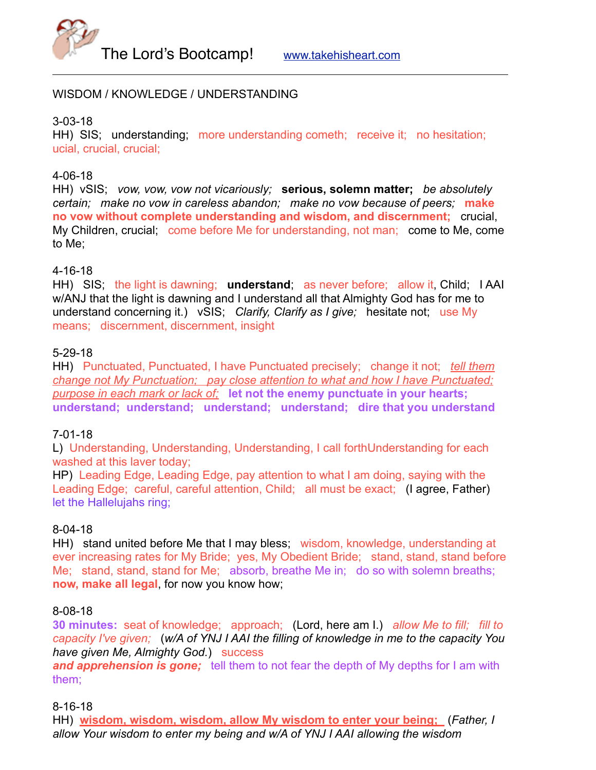The Lord's Bootcamp! www.takehisheart.com

---

WISDOM / KNOWLEDGE / UNDERSTANDING

3-03-18
HH) SIS; understanding; more understanding cometh; receive it; no hesitation; ucial, crucial, crucial;

4-06-18
HH) vSIS; *vow, vow, vow not vicariously;* **serious, solemn matter;** *be absolutely certain; make no vow in careless abandon; make no vow because of peers;* **make no vow without complete understanding and wisdom, and discernment;** crucial, My Children, crucial; come before Me for understanding, not man; come to Me, come to Me;

4-16-18
HH) SIS; the light is dawning; **understand**; as never before; allow it, Child; I AAI w/ANJ that the light is dawning and I understand all that Almighty God has for me to understand concerning it.) vSIS; *Clarify, Clarify as I give;* hesitate not; use My means; discernment, discernment, insight

5-29-18
HH) Punctuated, Punctuated, I have Punctuated precisely; change it not; *tell them change not My Punctuation; pay close attention to what and how I have Punctuated; purpose in each mark or lack of;* **let not the enemy punctuate in your hearts; understand; understand; understand; understand; dire that you understand**

7-01-18
L) Understanding, Understanding, Understanding, I call forthUnderstanding for each washed at this laver today;
HP) Leading Edge, Leading Edge, pay attention to what I am doing, saying with the Leading Edge; careful, careful attention, Child; all must be exact; (I agree, Father) let the Hallelujahs ring;

8-04-18
HH) stand united before Me that I may bless; wisdom, knowledge, understanding at ever increasing rates for My Bride; yes, My Obedient Bride; stand, stand, stand before Me; stand, stand, stand for Me; absorb, breathe Me in; do so with solemn breaths; **now, make all legal**, for now you know how;

8-08-18
**30 minutes:** seat of knowledge; approach; (Lord, here am I.) *allow Me to fill; fill to capacity I've given;* (*w/A of YNJ I AAI the filling of knowledge in me to the capacity You have given Me, Almighty God.*) success
***and apprehension is gone;*** tell them to not fear the depth of My depths for I am with them;

8-16-18
HH) **wisdom, wisdom, wisdom, allow My wisdom to enter your being;** (*Father, I allow Your wisdom to enter my being and w/A of YNJ I AAI allowing the wisdom*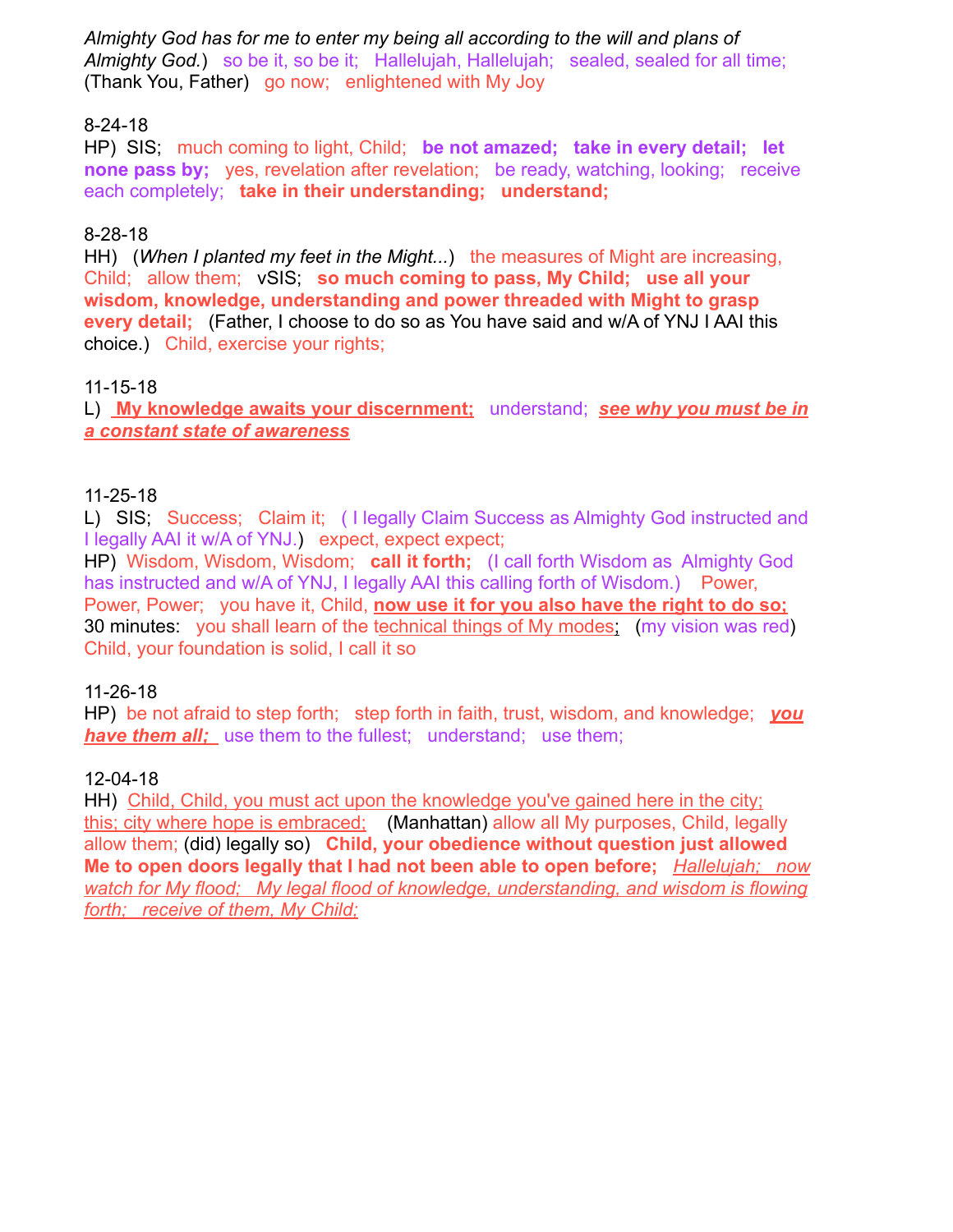*Almighty God has for me to enter my being all according to the will and plans of Almighty God.*)   so be it, so be it;   Hallelujah, Hallelujah;   sealed, sealed for all time; (Thank You, Father)   go now;   enlightened with My Joy

8-24-18

HP)  SIS;   much coming to light, Child;   **be not amazed;   take in every detail;   let none pass by;**   yes, revelation after revelation;   be ready, watching, looking;   receive each completely;   **take in their understanding;   understand;**

8-28-18

HH)   (*When I planted my feet in the Might...*)   the measures of Might are increasing, Child;   allow them;   vSIS;   **so much coming to pass, My Child;   use all your wisdom, knowledge, understanding and power threaded with Might to grasp every detail;**   (Father, I choose to do so as You have said and w/A of YNJ I AAI this choice.)   Child, exercise your rights;

11-15-18

L)  ***My knowledge awaits your discernment;***   understand;  ***see why you must be in a constant state of awareness***

11-25-18

L)  SIS;   Success;   Claim it;   ( I legally Claim Success as Almighty God instructed and I legally AAI it w/A of YNJ.)   expect, expect expect;

HP)  Wisdom, Wisdom, Wisdom;   **call it forth;**   (I call forth Wisdom as  Almighty God has instructed and w/A of YNJ, I legally AAI this calling forth of Wisdom.)    Power, Power, Power;   you have it, Child, **now use it for you also have the right to do so;**

30 minutes:   you shall learn of the technical things of My modes;   (my vision was red)

Child, your foundation is solid, I call it so

11-26-18

HP)  be not afraid to step forth;   step forth in faith, trust, wisdom, and knowledge;   ***you have them all;***   use them to the fullest;   understand;   use them;

12-04-18

HH)  Child, Child, you must act upon the knowledge you've gained here in the city; this; city where hope is embraced;    (Manhattan) allow all My purposes, Child, legally allow them; (did) legally so)   **Child, your obedience without question just allowed Me to open doors legally that I had not been able to open before;**   *Hallelujah;   now watch for My flood;   My legal flood of knowledge, understanding, and wisdom is flowing forth;   receive of them, My Child;*